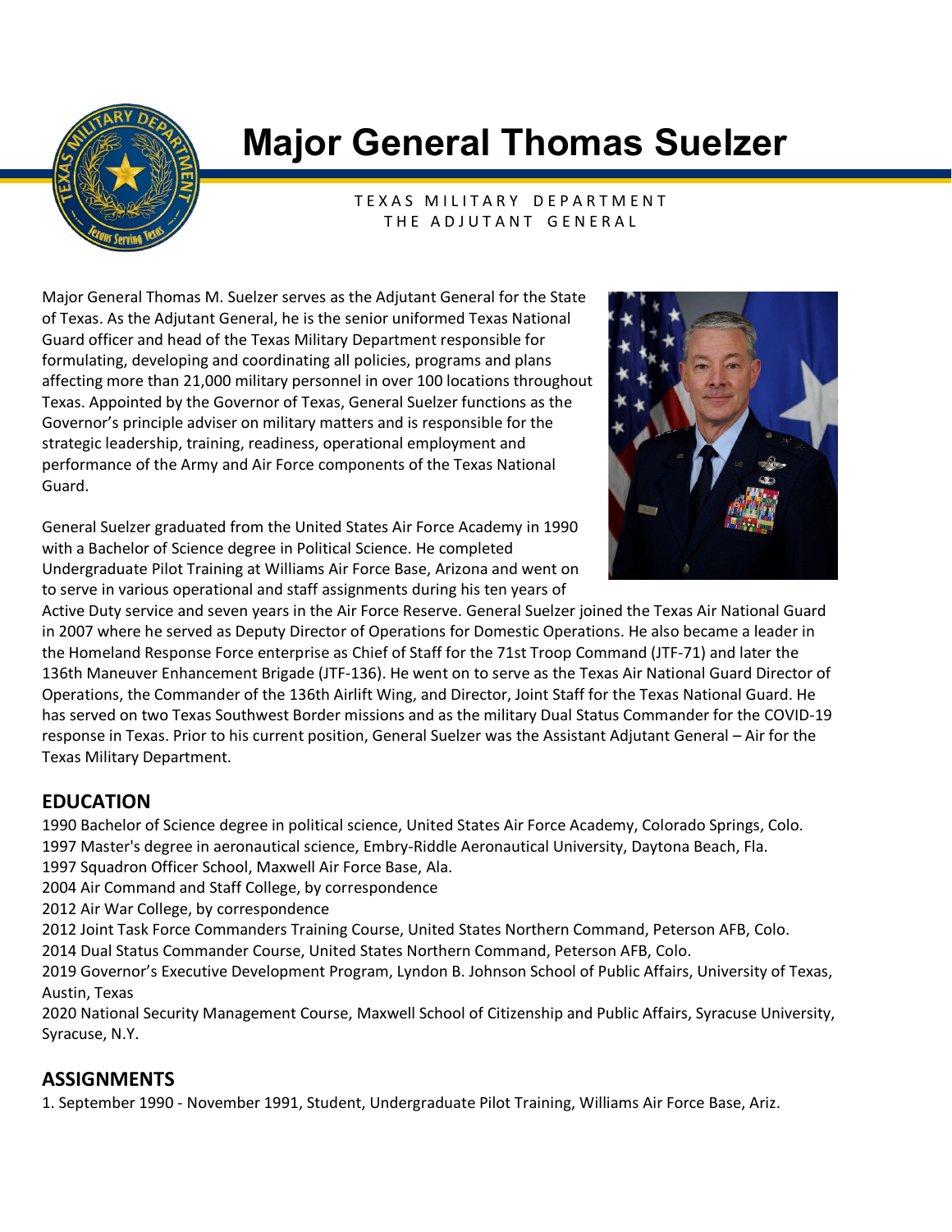# Major General Thomas Suelzer

TEXAS MILITARY DEPARTMENT
THE ADJUTANT GENERAL

Major General Thomas M. Suelzer serves as the Adjutant General for the State of Texas. As the Adjutant General, he is the senior uniformed Texas National Guard officer and head of the Texas Military Department responsible for formulating, developing and coordinating all policies, programs and plans affecting more than 21,000 military personnel in over 100 locations throughout Texas. Appointed by the Governor of Texas, General Suelzer functions as the Governor's principle adviser on military matters and is responsible for the strategic leadership, training, readiness, operational employment and performance of the Army and Air Force components of the Texas National Guard.

General Suelzer graduated from the United States Air Force Academy in 1990 with a Bachelor of Science degree in Political Science. He completed Undergraduate Pilot Training at Williams Air Force Base, Arizona and went on to serve in various operational and staff assignments during his ten years of Active Duty service and seven years in the Air Force Reserve. General Suelzer joined the Texas Air National Guard in 2007 where he served as Deputy Director of Operations for Domestic Operations. He also became a leader in the Homeland Response Force enterprise as Chief of Staff for the 71st Troop Command (JTF-71) and later the 136th Maneuver Enhancement Brigade (JTF-136). He went on to serve as the Texas Air National Guard Director of Operations, the Commander of the 136th Airlift Wing, and Director, Joint Staff for the Texas National Guard. He has served on two Texas Southwest Border missions and as the military Dual Status Commander for the COVID-19 response in Texas. Prior to his current position, General Suelzer was the Assistant Adjutant General – Air for the Texas Military Department.

## EDUCATION

1990 Bachelor of Science degree in political science, United States Air Force Academy, Colorado Springs, Colo.
1997 Master's degree in aeronautical science, Embry-Riddle Aeronautical University, Daytona Beach, Fla.
1997 Squadron Officer School, Maxwell Air Force Base, Ala.
2004 Air Command and Staff College, by correspondence
2012 Air War College, by correspondence
2012 Joint Task Force Commanders Training Course, United States Northern Command, Peterson AFB, Colo.
2014 Dual Status Commander Course, United States Northern Command, Peterson AFB, Colo.
2019 Governor's Executive Development Program, Lyndon B. Johnson School of Public Affairs, University of Texas, Austin, Texas
2020 National Security Management Course, Maxwell School of Citizenship and Public Affairs, Syracuse University, Syracuse, N.Y.

## ASSIGNMENTS

1. September 1990 - November 1991, Student, Undergraduate Pilot Training, Williams Air Force Base, Ariz.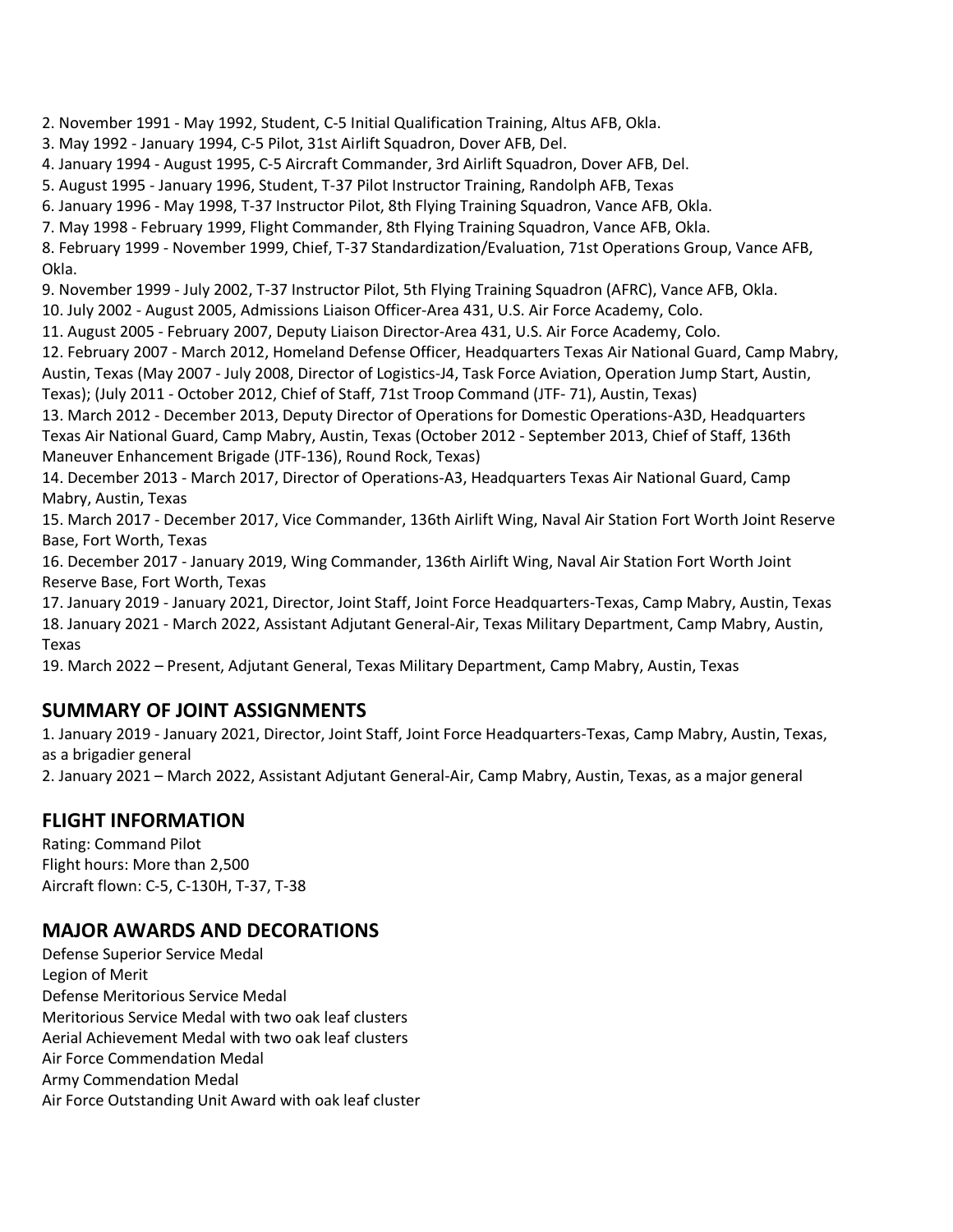2. November 1991 - May 1992, Student, C-5 Initial Qualification Training, Altus AFB, Okla.
3. May 1992 - January 1994, C-5 Pilot, 31st Airlift Squadron, Dover AFB, Del.
4. January 1994 - August 1995, C-5 Aircraft Commander, 3rd Airlift Squadron, Dover AFB, Del.
5. August 1995 - January 1996, Student, T-37 Pilot Instructor Training, Randolph AFB, Texas
6. January 1996 - May 1998, T-37 Instructor Pilot, 8th Flying Training Squadron, Vance AFB, Okla.
7. May 1998 - February 1999, Flight Commander, 8th Flying Training Squadron, Vance AFB, Okla.
8. February 1999 - November 1999, Chief, T-37 Standardization/Evaluation, 71st Operations Group, Vance AFB, Okla.
9. November 1999 - July 2002, T-37 Instructor Pilot, 5th Flying Training Squadron (AFRC), Vance AFB, Okla.
10. July 2002 - August 2005, Admissions Liaison Officer-Area 431, U.S. Air Force Academy, Colo.
11. August 2005 - February 2007, Deputy Liaison Director-Area 431, U.S. Air Force Academy, Colo.
12. February 2007 - March 2012, Homeland Defense Officer, Headquarters Texas Air National Guard, Camp Mabry, Austin, Texas (May 2007 - July 2008, Director of Logistics-J4, Task Force Aviation, Operation Jump Start, Austin, Texas); (July 2011 - October 2012, Chief of Staff, 71st Troop Command (JTF- 71), Austin, Texas)
13. March 2012 - December 2013, Deputy Director of Operations for Domestic Operations-A3D, Headquarters Texas Air National Guard, Camp Mabry, Austin, Texas (October 2012 - September 2013, Chief of Staff, 136th Maneuver Enhancement Brigade (JTF-136), Round Rock, Texas)
14. December 2013 - March 2017, Director of Operations-A3, Headquarters Texas Air National Guard, Camp Mabry, Austin, Texas
15. March 2017 - December 2017, Vice Commander, 136th Airlift Wing, Naval Air Station Fort Worth Joint Reserve Base, Fort Worth, Texas
16. December 2017 - January 2019, Wing Commander, 136th Airlift Wing, Naval Air Station Fort Worth Joint Reserve Base, Fort Worth, Texas
17. January 2019 - January 2021, Director, Joint Staff, Joint Force Headquarters-Texas, Camp Mabry, Austin, Texas
18. January 2021 - March 2022, Assistant Adjutant General-Air, Texas Military Department, Camp Mabry, Austin, Texas
19. March 2022 – Present, Adjutant General, Texas Military Department, Camp Mabry, Austin, Texas

## SUMMARY OF JOINT ASSIGNMENTS

1. January 2019 - January 2021, Director, Joint Staff, Joint Force Headquarters-Texas, Camp Mabry, Austin, Texas, as a brigadier general
2. January 2021 – March 2022, Assistant Adjutant General-Air, Camp Mabry, Austin, Texas, as a major general

## FLIGHT INFORMATION

Rating: Command Pilot
Flight hours: More than 2,500
Aircraft flown: C-5, C-130H, T-37, T-38

## MAJOR AWARDS AND DECORATIONS

Defense Superior Service Medal
Legion of Merit
Defense Meritorious Service Medal
Meritorious Service Medal with two oak leaf clusters
Aerial Achievement Medal with two oak leaf clusters
Air Force Commendation Medal
Army Commendation Medal
Air Force Outstanding Unit Award with oak leaf cluster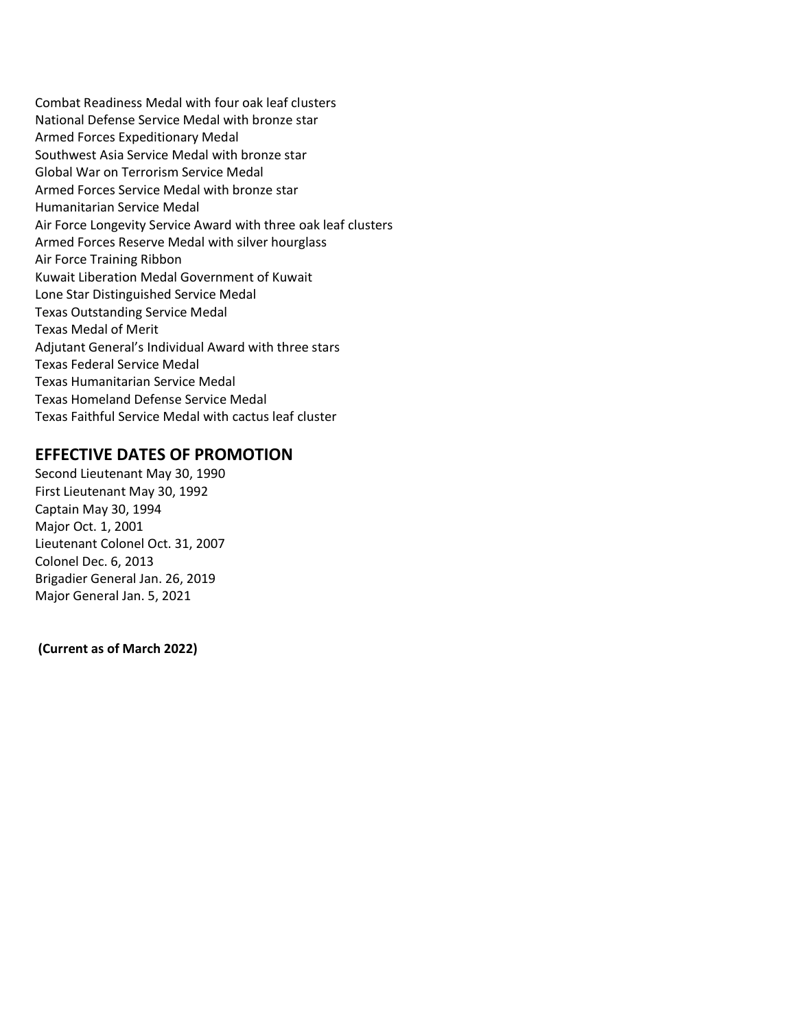Combat Readiness Medal with four oak leaf clusters
National Defense Service Medal with bronze star
Armed Forces Expeditionary Medal
Southwest Asia Service Medal with bronze star
Global War on Terrorism Service Medal
Armed Forces Service Medal with bronze star
Humanitarian Service Medal
Air Force Longevity Service Award with three oak leaf clusters
Armed Forces Reserve Medal with silver hourglass
Air Force Training Ribbon
Kuwait Liberation Medal Government of Kuwait
Lone Star Distinguished Service Medal
Texas Outstanding Service Medal
Texas Medal of Merit
Adjutant General's Individual Award with three stars
Texas Federal Service Medal
Texas Humanitarian Service Medal
Texas Homeland Defense Service Medal
Texas Faithful Service Medal with cactus leaf cluster

## EFFECTIVE DATES OF PROMOTION

Second Lieutenant May 30, 1990
First Lieutenant May 30, 1992
Captain May 30, 1994
Major Oct. 1, 2001
Lieutenant Colonel Oct. 31, 2007
Colonel Dec. 6, 2013
Brigadier General Jan. 26, 2019
Major General Jan. 5, 2021

**(Current as of March 2022)**